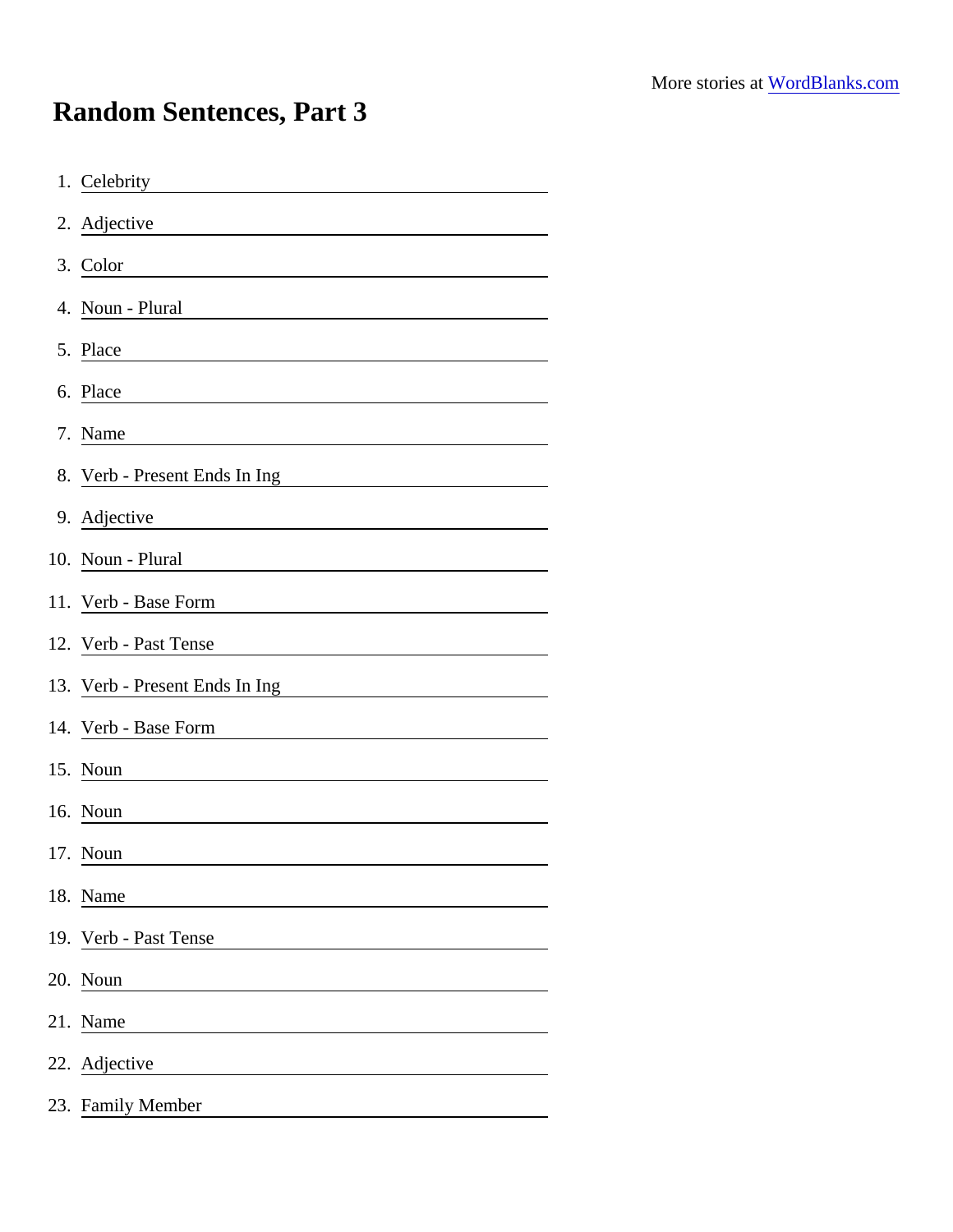More stories at WordBlanks.com

# Random Sentences, Part 3

1. Celebrity \_\_\_\_\_\_\_\_\_\_\_\_\_\_\_\_
2. Adjective \_\_\_\_\_\_\_\_\_\_\_\_\_\_\_\_
3. Color \_\_\_\_\_\_\_\_\_\_\_\_\_\_\_\_
4. Noun - Plural \_\_\_\_\_\_\_\_\_\_\_\_\_\_\_\_
5. Place \_\_\_\_\_\_\_\_\_\_\_\_\_\_\_\_
6. Place \_\_\_\_\_\_\_\_\_\_\_\_\_\_\_\_
7. Name \_\_\_\_\_\_\_\_\_\_\_\_\_\_\_\_
8. Verb - Present Ends In Ing \_\_\_\_\_\_\_\_\_\_\_\_\_\_\_\_
9. Adjective \_\_\_\_\_\_\_\_\_\_\_\_\_\_\_\_
10. Noun - Plural \_\_\_\_\_\_\_\_\_\_\_\_\_\_\_\_
11. Verb - Base Form \_\_\_\_\_\_\_\_\_\_\_\_\_\_\_\_
12. Verb - Past Tense \_\_\_\_\_\_\_\_\_\_\_\_\_\_\_\_
13. Verb - Present Ends In Ing \_\_\_\_\_\_\_\_\_\_\_\_\_\_\_\_
14. Verb - Base Form \_\_\_\_\_\_\_\_\_\_\_\_\_\_\_\_
15. Noun \_\_\_\_\_\_\_\_\_\_\_\_\_\_\_\_
16. Noun \_\_\_\_\_\_\_\_\_\_\_\_\_\_\_\_
17. Noun \_\_\_\_\_\_\_\_\_\_\_\_\_\_\_\_
18. Name \_\_\_\_\_\_\_\_\_\_\_\_\_\_\_\_
19. Verb - Past Tense \_\_\_\_\_\_\_\_\_\_\_\_\_\_\_\_
20. Noun \_\_\_\_\_\_\_\_\_\_\_\_\_\_\_\_
21. Name \_\_\_\_\_\_\_\_\_\_\_\_\_\_\_\_
22. Adjective \_\_\_\_\_\_\_\_\_\_\_\_\_\_\_\_
23. Family Member \_\_\_\_\_\_\_\_\_\_\_\_\_\_\_\_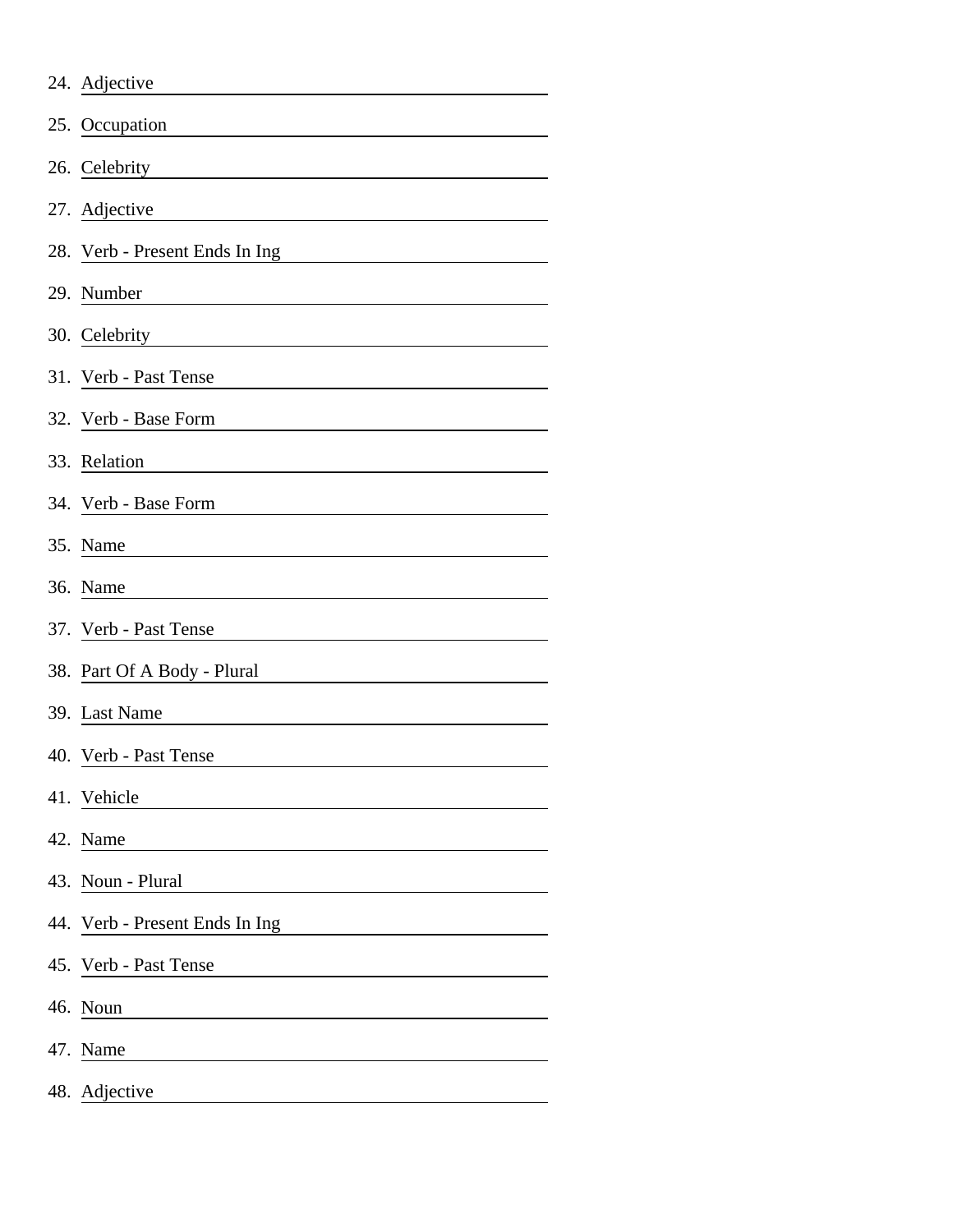24. Adjective ______________________
25. Occupation ______________________
26. Celebrity ______________________
27. Adjective ______________________
28. Verb - Present Ends In Ing ______________________
29. Number ______________________
30. Celebrity ______________________
31. Verb - Past Tense ______________________
32. Verb - Base Form ______________________
33. Relation ______________________
34. Verb - Base Form ______________________
35. Name ______________________
36. Name ______________________
37. Verb - Past Tense ______________________
38. Part Of A Body - Plural ______________________
39. Last Name ______________________
40. Verb - Past Tense ______________________
41. Vehicle ______________________
42. Name ______________________
43. Noun - Plural ______________________
44. Verb - Present Ends In Ing ______________________
45. Verb - Past Tense ______________________
46. Noun ______________________
47. Name ______________________
48. Adjective ______________________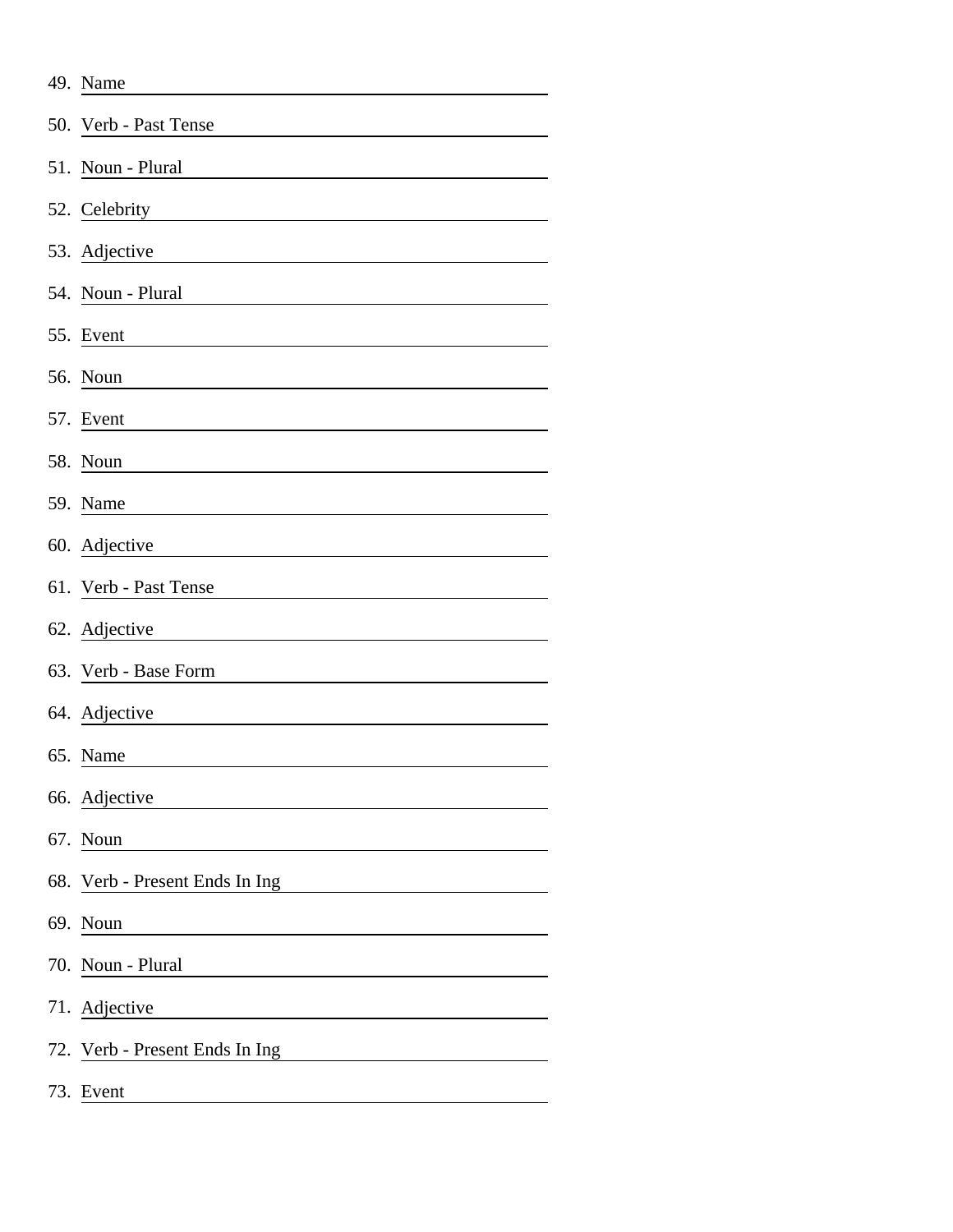49. Name \_\_\_\_\_\_\_\_\_\_\_\_\_\_\_\_\_\_\_\_\_\_\_\_\_\_\_\_\_\_\_\_\_\_\_\_\_\_\_\_

50. Verb - Past Tense \_\_\_\_\_\_\_\_\_\_\_\_\_\_\_\_\_\_\_\_\_\_\_\_\_\_\_\_\_\_

51. Noun - Plural \_\_\_\_\_\_\_\_\_\_\_\_\_\_\_\_\_\_\_\_\_\_\_\_\_\_\_\_\_\_\_\_\_\_

52. Celebrity \_\_\_\_\_\_\_\_\_\_\_\_\_\_\_\_\_\_\_\_\_\_\_\_\_\_\_\_\_\_\_\_\_\_\_\_\_\_

53. Adjective \_\_\_\_\_\_\_\_\_\_\_\_\_\_\_\_\_\_\_\_\_\_\_\_\_\_\_\_\_\_\_\_\_\_\_\_\_\_

54. Noun - Plural \_\_\_\_\_\_\_\_\_\_\_\_\_\_\_\_\_\_\_\_\_\_\_\_\_\_\_\_\_\_\_\_\_\_

55. Event \_\_\_\_\_\_\_\_\_\_\_\_\_\_\_\_\_\_\_\_\_\_\_\_\_\_\_\_\_\_\_\_\_\_\_\_\_\_\_\_\_\_

56. Noun \_\_\_\_\_\_\_\_\_\_\_\_\_\_\_\_\_\_\_\_\_\_\_\_\_\_\_\_\_\_\_\_\_\_\_\_\_\_\_\_\_\_

57. Event \_\_\_\_\_\_\_\_\_\_\_\_\_\_\_\_\_\_\_\_\_\_\_\_\_\_\_\_\_\_\_\_\_\_\_\_\_\_\_\_\_\_

58. Noun \_\_\_\_\_\_\_\_\_\_\_\_\_\_\_\_\_\_\_\_\_\_\_\_\_\_\_\_\_\_\_\_\_\_\_\_\_\_\_\_\_\_

59. Name \_\_\_\_\_\_\_\_\_\_\_\_\_\_\_\_\_\_\_\_\_\_\_\_\_\_\_\_\_\_\_\_\_\_\_\_\_\_\_\_

60. Adjective \_\_\_\_\_\_\_\_\_\_\_\_\_\_\_\_\_\_\_\_\_\_\_\_\_\_\_\_\_\_\_\_\_\_\_\_\_\_

61. Verb - Past Tense \_\_\_\_\_\_\_\_\_\_\_\_\_\_\_\_\_\_\_\_\_\_\_\_\_\_\_\_\_\_

62. Adjective \_\_\_\_\_\_\_\_\_\_\_\_\_\_\_\_\_\_\_\_\_\_\_\_\_\_\_\_\_\_\_\_\_\_\_\_\_\_

63. Verb - Base Form \_\_\_\_\_\_\_\_\_\_\_\_\_\_\_\_\_\_\_\_\_\_\_\_\_\_\_\_\_\_\_

64. Adjective \_\_\_\_\_\_\_\_\_\_\_\_\_\_\_\_\_\_\_\_\_\_\_\_\_\_\_\_\_\_\_\_\_\_\_\_\_\_

65. Name \_\_\_\_\_\_\_\_\_\_\_\_\_\_\_\_\_\_\_\_\_\_\_\_\_\_\_\_\_\_\_\_\_\_\_\_\_\_\_\_

66. Adjective \_\_\_\_\_\_\_\_\_\_\_\_\_\_\_\_\_\_\_\_\_\_\_\_\_\_\_\_\_\_\_\_\_\_\_\_\_\_

67. Noun \_\_\_\_\_\_\_\_\_\_\_\_\_\_\_\_\_\_\_\_\_\_\_\_\_\_\_\_\_\_\_\_\_\_\_\_\_\_\_\_\_\_

68. Verb - Present Ends In Ing \_\_\_\_\_\_\_\_\_\_\_\_\_\_\_\_\_\_\_\_\_\_\_

69. Noun \_\_\_\_\_\_\_\_\_\_\_\_\_\_\_\_\_\_\_\_\_\_\_\_\_\_\_\_\_\_\_\_\_\_\_\_\_\_\_\_\_\_

70. Noun - Plural \_\_\_\_\_\_\_\_\_\_\_\_\_\_\_\_\_\_\_\_\_\_\_\_\_\_\_\_\_\_\_\_\_\_

71. Adjective \_\_\_\_\_\_\_\_\_\_\_\_\_\_\_\_\_\_\_\_\_\_\_\_\_\_\_\_\_\_\_\_\_\_\_\_\_\_

72. Verb - Present Ends In Ing \_\_\_\_\_\_\_\_\_\_\_\_\_\_\_\_\_\_\_\_\_\_\_

73. Event \_\_\_\_\_\_\_\_\_\_\_\_\_\_\_\_\_\_\_\_\_\_\_\_\_\_\_\_\_\_\_\_\_\_\_\_\_\_\_\_\_\_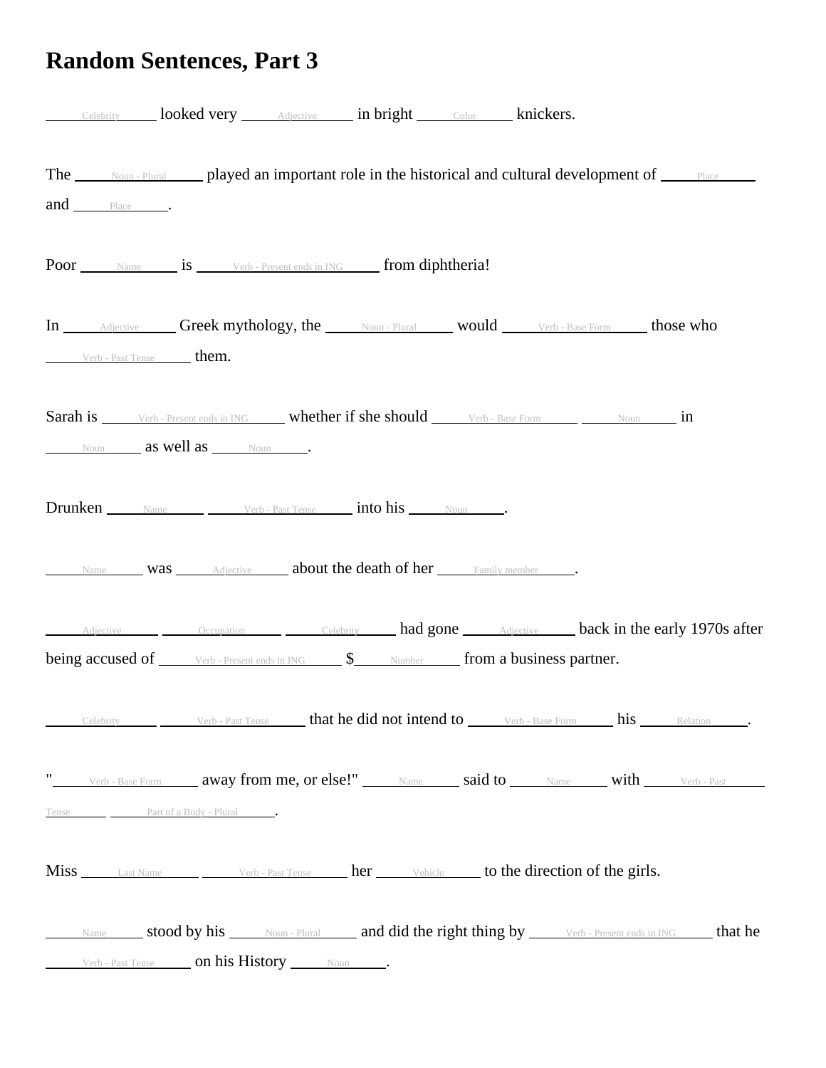# Random Sentences, Part 3

\_\_\_Celebrity\_\_\_ looked very \_\_\_Adjective\_\_\_ in bright \_\_\_Color\_\_\_ knickers.

The \_\_\_Noun - Plural\_\_\_ played an important role in the historical and cultural development of \_\_\_Place\_\_\_ and \_\_\_Place\_\_\_.

Poor \_\_\_Name\_\_\_ is \_\_\_Verb - Present ends in ING\_\_\_ from diphtheria!

In \_\_\_Adjective\_\_\_ Greek mythology, the \_\_\_Noun - Plural\_\_\_ would \_\_\_Verb - Base Form\_\_\_ those who \_\_\_Verb - Past Tense\_\_\_ them.

Sarah is \_\_\_Verb - Present ends in ING\_\_\_ whether if she should \_\_\_Verb - Base Form\_\_\_ \_\_\_Noun\_\_\_ in \_\_\_Noun\_\_\_ as well as \_\_\_Noun\_\_\_.

Drunken \_\_\_Name\_\_\_ \_\_\_Verb - Past Tense\_\_\_ into his \_\_\_Noun\_\_\_.

\_\_\_Name\_\_\_ was \_\_\_Adjective\_\_\_ about the death of her \_\_\_Family member\_\_\_.

\_\_\_Adjective\_\_\_ \_\_\_Occupation\_\_\_ \_\_\_Celebrity\_\_\_ had gone \_\_\_Adjective\_\_\_ back in the early 1970s after being accused of \_\_\_Verb - Present ends in ING\_\_\_ $\_\_\_Number\_\_\_ from a business partner.

\_\_\_Celebrity\_\_\_ \_\_\_Verb - Past Tense\_\_\_ that he did not intend to \_\_\_Verb - Base Form\_\_\_ his \_\_\_Relation\_\_\_.

"\_\_\_Verb - Base Form\_\_\_ away from me, or else!" \_\_\_Name\_\_\_ said to \_\_\_Name\_\_\_ with \_\_\_Verb - Past Tense\_\_\_ \_\_\_Part of a Body - Plural\_\_\_.

Miss \_\_\_Last Name\_\_\_ \_\_\_Verb - Past Tense\_\_\_ her \_\_\_Vehicle\_\_\_ to the direction of the girls.

\_\_\_Name\_\_\_ stood by his \_\_\_Noun - Plural\_\_\_ and did the right thing by \_\_\_Verb - Present ends in ING\_\_\_ that he \_\_\_Verb - Past Tense\_\_\_ on his History \_\_\_Noun\_\_\_.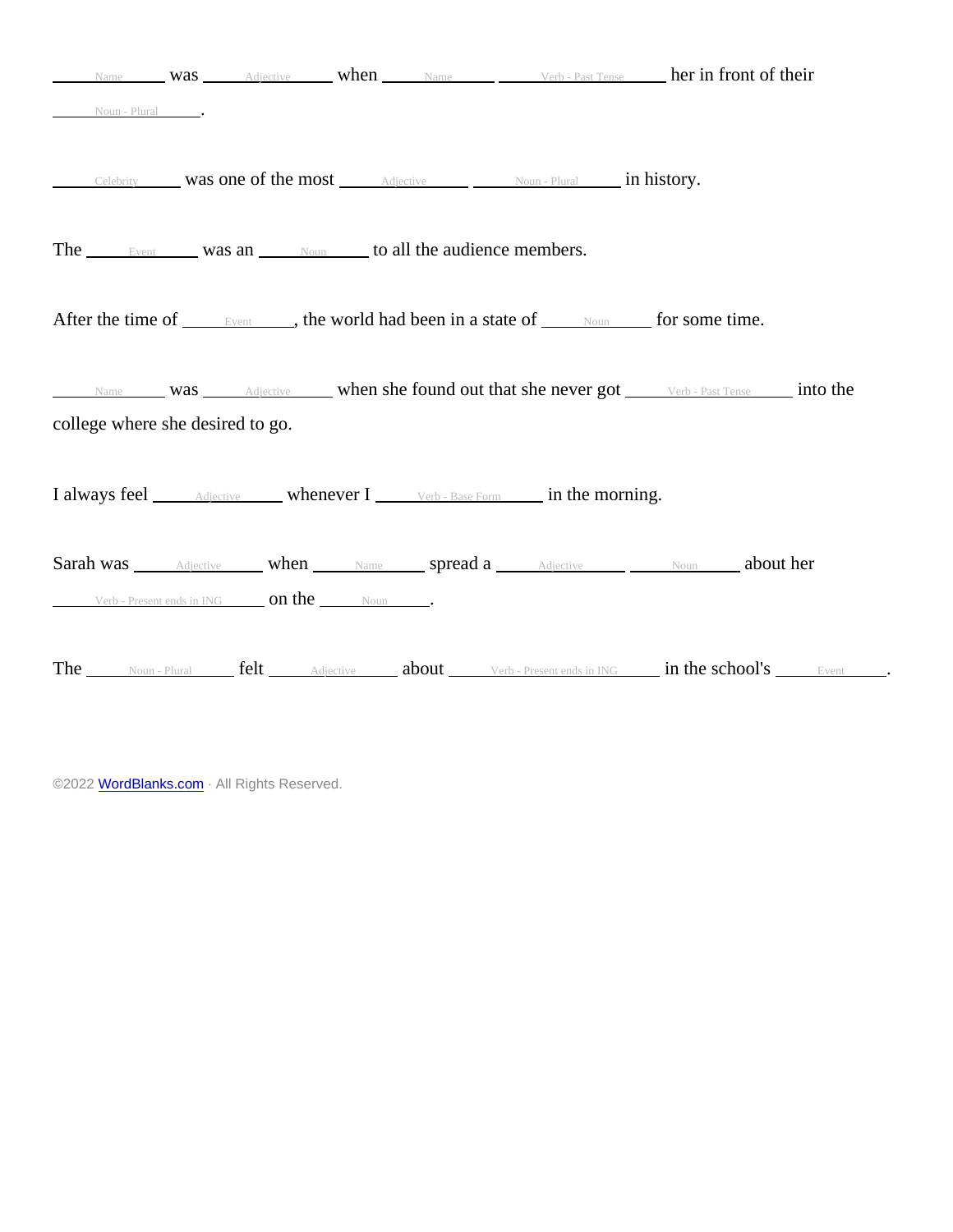\_\_\_\_\_Name\_\_\_\_\_ was \_\_\_\_\_Adjective\_\_\_\_\_ when \_\_\_\_\_Name\_\_\_\_\_ \_\_\_\_\_Verb - Past Tense\_\_\_\_\_ her in front of their \_\_\_\_\_Noun - Plural\_\_\_\_\_.

\_\_\_\_\_Celebrity\_\_\_\_\_ was one of the most \_\_\_\_\_Adjective\_\_\_\_\_ \_\_\_\_\_Noun - Plural\_\_\_\_\_ in history.

The \_\_\_\_\_Event\_\_\_\_\_ was an \_\_\_\_\_Noun\_\_\_\_\_ to all the audience members.

After the time of \_\_\_\_\_Event\_\_\_\_\_, the world had been in a state of \_\_\_\_\_Noun\_\_\_\_\_ for some time.

\_\_\_\_\_Name\_\_\_\_\_ was \_\_\_\_\_Adjective\_\_\_\_\_ when she found out that she never got \_\_\_\_\_Verb - Past Tense\_\_\_\_\_ into the college where she desired to go.

I always feel \_\_\_\_\_Adjective\_\_\_\_\_ whenever I \_\_\_\_\_Verb - Base Form\_\_\_\_\_ in the morning.

Sarah was \_\_\_\_\_Adjective\_\_\_\_\_ when \_\_\_\_\_Name\_\_\_\_\_ spread a \_\_\_\_\_Adjective\_\_\_\_\_ \_\_\_\_\_Noun\_\_\_\_\_ about her \_\_\_\_\_Verb - Present ends in ING\_\_\_\_\_ on the \_\_\_\_\_Noun\_\_\_\_\_.

The \_\_\_\_\_Noun - Plural\_\_\_\_\_ felt \_\_\_\_\_Adjective\_\_\_\_\_ about \_\_\_\_\_Verb - Present ends in ING\_\_\_\_\_ in the school's \_\_\_\_\_Event\_\_\_\_\_.

©2022 WordBlanks.com · All Rights Reserved.